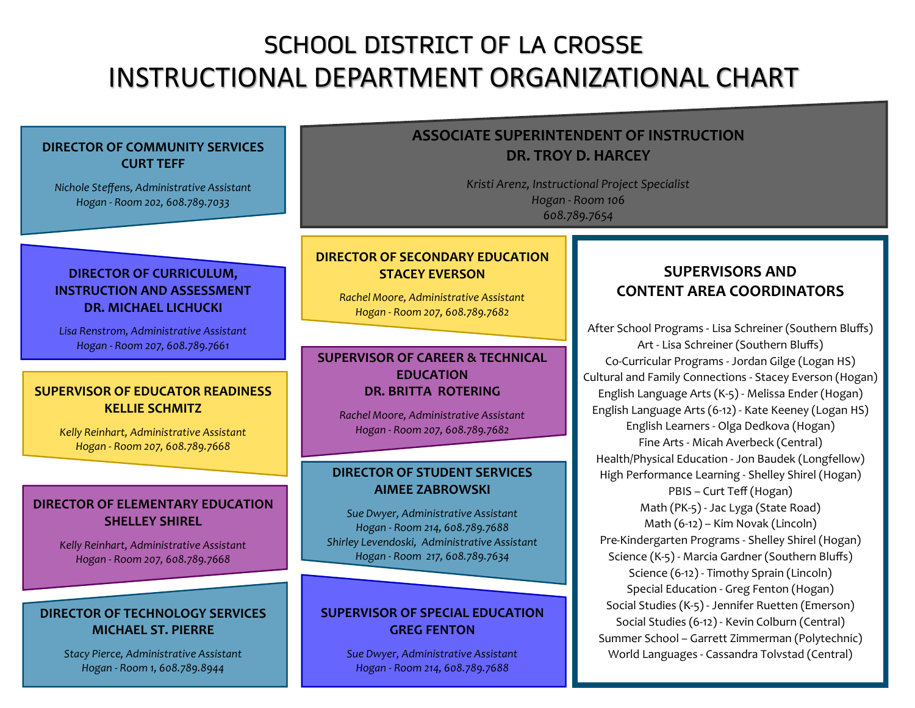# SCHOOL DISTRICT OF LA CROSSE
# INSTRUCTIONAL DEPARTMENT ORGANIZATIONAL CHART

## ASSOCIATE SUPERINTENDENT OF INSTRUCTION
## DR. TROY D. HARCEY

*Kristi Arenz, Instructional Project Specialist*
*Hogan - Room 106*
*608.789.7654*

### DIRECTOR OF COMMUNITY SERVICES
### CURT TEFF

*Nichole Steffens, Administrative Assistant*
*Hogan - Room 202, 608.789.7033*

### DIRECTOR OF CURRICULUM, INSTRUCTION AND ASSESSMENT
### DR. MICHAEL LICHUCKI

*Lisa Renstrom, Administrative Assistant*
*Hogan - Room 207, 608.789.7661*

### SUPERVISOR OF EDUCATOR READINESS
### KELLIE SCHMITZ

*Kelly Reinhart, Administrative Assistant*
*Hogan - Room 207, 608.789.7668*

### DIRECTOR OF ELEMENTARY EDUCATION
### SHELLEY SHIREL

*Kelly Reinhart, Administrative Assistant*
*Hogan - Room 207, 608.789.7668*

### DIRECTOR OF TECHNOLOGY SERVICES
### MICHAEL ST. PIERRE

*Stacy Pierce, Administrative Assistant*
*Hogan - Room 1, 608.789.8944*

### DIRECTOR OF SECONDARY EDUCATION
### STACEY EVERSON

*Rachel Moore, Administrative Assistant*
*Hogan - Room 207, 608.789.7682*

### SUPERVISOR OF CAREER & TECHNICAL EDUCATION
### DR. BRITTA ROTERING

*Rachel Moore, Administrative Assistant*
*Hogan - Room 207, 608.789.7682*

### DIRECTOR OF STUDENT SERVICES
### AIMEE ZABROWSKI

*Sue Dwyer, Administrative Assistant*
*Hogan - Room 214, 608.789.7688*
*Shirley Levendoski, Administrative Assistant*
*Hogan - Room 217, 608.789.7634*

### SUPERVISOR OF SPECIAL EDUCATION
### GREG FENTON

*Sue Dwyer, Administrative Assistant*
*Hogan - Room 214, 608.789.7688*

### SUPERVISORS AND CONTENT AREA COORDINATORS

- After School Programs - Lisa Schreiner (Southern Bluffs)
- Art - Lisa Schreiner (Southern Bluffs)
- Co-Curricular Programs - Jordan Gilge (Logan HS)
- Cultural and Family Connections - Stacey Everson (Hogan)
- English Language Arts (K-5) - Melissa Ender (Hogan)
- English Language Arts (6-12) - Kate Keeney (Logan HS)
- English Learners - Olga Dedkova (Hogan)
- Fine Arts - Micah Averbeck (Central)
- Health/Physical Education - Jon Baudek (Longfellow)
- High Performance Learning - Shelley Shirel (Hogan)
- PBIS – Curt Teff (Hogan)
- Math (PK-5) - Jac Lyga (State Road)
- Math (6-12) – Kim Novak (Lincoln)
- Pre-Kindergarten Programs - Shelley Shirel (Hogan)
- Science (K-5) - Marcia Gardner (Southern Bluffs)
- Science (6-12) - Timothy Sprain (Lincoln)
- Special Education - Greg Fenton (Hogan)
- Social Studies (K-5) - Jennifer Ruetten (Emerson)
- Social Studies (6-12) - Kevin Colburn (Central)
- Summer School – Garrett Zimmerman (Polytechnic)
- World Languages - Cassandra Tolvstad (Central)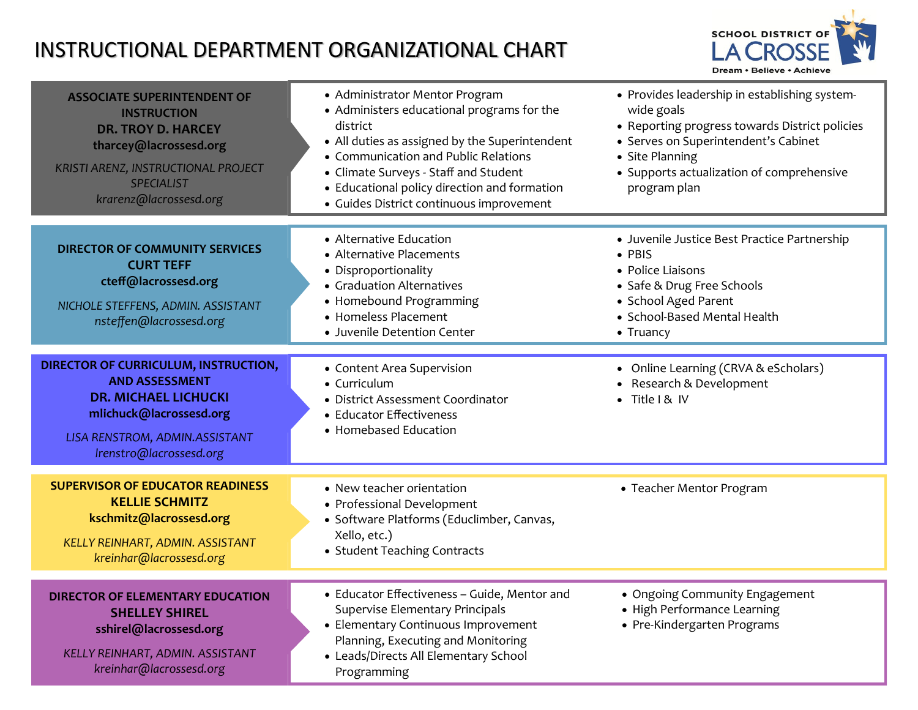# INSTRUCTIONAL DEPARTMENT ORGANIZATIONAL CHART

SCHOOL DISTRICT OF LA CROSSE
Dream • Believe • Achieve

## ASSOCIATE SUPERINTENDENT OF INSTRUCTION

**DR. TROY D. HARCEY**
**tharcey@lacrossesd.org**

*KRISTI ARENZ, INSTRUCTIONAL PROJECT SPECIALIST*
*krarenz@lacrossesd.org*

- Administrator Mentor Program
- Administers educational programs for the district
- All duties as assigned by the Superintendent
- Communication and Public Relations
- Climate Surveys - Staff and Student
- Educational policy direction and formation
- Guides District continuous improvement
- Provides leadership in establishing system-wide goals
- Reporting progress towards District policies
- Serves on Superintendent's Cabinet
- Site Planning
- Supports actualization of comprehensive program plan

## DIRECTOR OF COMMUNITY SERVICES

**CURT TEFF**
**cteff@lacrossesd.org**

*NICHOLE STEFFENS, ADMIN. ASSISTANT*
*nsteffen@lacrossesd.org*

- Alternative Education
- Alternative Placements
- Disproportionality
- Graduation Alternatives
- Homebound Programming
- Homeless Placement
- Juvenile Detention Center
- Juvenile Justice Best Practice Partnership
- PBIS
- Police Liaisons
- Safe & Drug Free Schools
- School Aged Parent
- School-Based Mental Health
- Truancy

## DIRECTOR OF CURRICULUM, INSTRUCTION, AND ASSESSMENT

**DR. MICHAEL LICHUCKI**
**mlichuck@lacrossesd.org**

*LISA RENSTROM, ADMIN.ASSISTANT*
*lrenstro@lacrossesd.org*

- Content Area Supervision
- Curriculum
- District Assessment Coordinator
- Educator Effectiveness
- Homebased Education
- Online Learning (CRVA & eScholars)
- Research & Development
- Title I & IV

## SUPERVISOR OF EDUCATOR READINESS

**KELLIE SCHMITZ**
**kschmitz@lacrossesd.org**

*KELLY REINHART, ADMIN. ASSISTANT*
*kreinhar@lacrossesd.org*

- New teacher orientation
- Professional Development
- Software Platforms (Educlimber, Canvas, Xello, etc.)
- Student Teaching Contracts
- Teacher Mentor Program

## DIRECTOR OF ELEMENTARY EDUCATION

**SHELLEY SHIREL**
**sshirel@lacrossesd.org**

*KELLY REINHART, ADMIN. ASSISTANT*
*kreinhar@lacrossesd.org*

- Educator Effectiveness – Guide, Mentor and Supervise Elementary Principals
- Elementary Continuous Improvement Planning, Executing and Monitoring
- Leads/Directs All Elementary School Programming
- Ongoing Community Engagement
- High Performance Learning
- Pre-Kindergarten Programs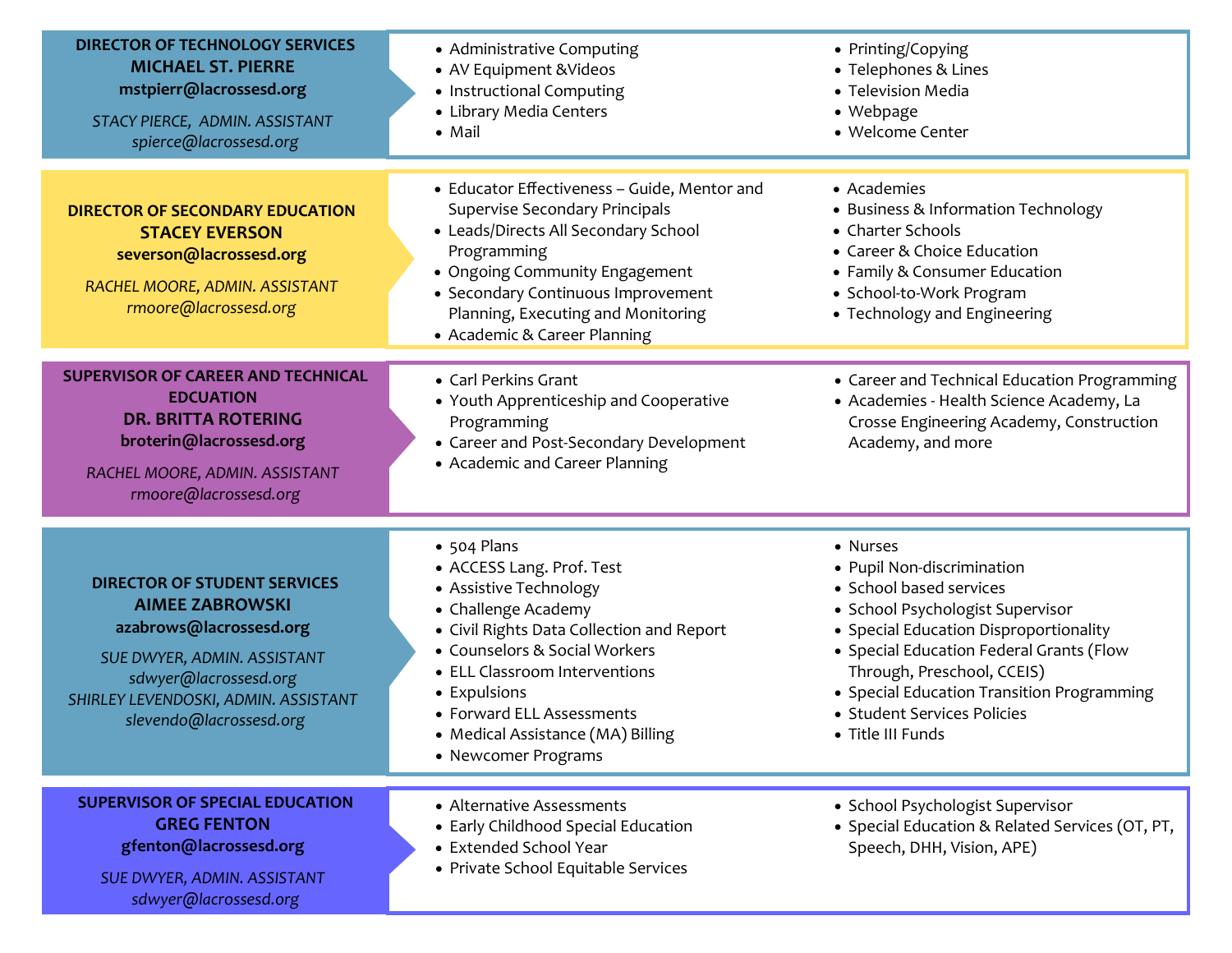**DIRECTOR OF TECHNOLOGY SERVICES**
**MICHAEL ST. PIERRE**
**mstpierr@lacrossesd.org**

*STACY PIERCE, ADMIN. ASSISTANT*
*spierce@lacrossesd.org*

- Administrative Computing
- AV Equipment &Videos
- Instructional Computing
- Library Media Centers
- Mail
- Printing/Copying
- Telephones & Lines
- Television Media
- Webpage
- Welcome Center

**DIRECTOR OF SECONDARY EDUCATION**
**STACEY EVERSON**
**severson@lacrossesd.org**

*RACHEL MOORE, ADMIN. ASSISTANT*
*rmoore@lacrossesd.org*

- Educator Effectiveness – Guide, Mentor and Supervise Secondary Principals
- Leads/Directs All Secondary School Programming
- Ongoing Community Engagement
- Secondary Continuous Improvement Planning, Executing and Monitoring
- Academic & Career Planning
- Academies
- Business & Information Technology
- Charter Schools
- Career & Choice Education
- Family & Consumer Education
- School-to-Work Program
- Technology and Engineering

**SUPERVISOR OF CAREER AND TECHNICAL EDCUATION**
**DR. BRITTA ROTERING**
**broterin@lacrossesd.org**

*RACHEL MOORE, ADMIN. ASSISTANT*
*rmoore@lacrossesd.org*

- Carl Perkins Grant
- Youth Apprenticeship and Cooperative Programming
- Career and Post-Secondary Development
- Academic and Career Planning
- Career and Technical Education Programming
- Academies - Health Science Academy, La Crosse Engineering Academy, Construction Academy, and more

**DIRECTOR OF STUDENT SERVICES**
**AIMEE ZABROWSKI**
**azabrows@lacrossesd.org**

*SUE DWYER, ADMIN. ASSISTANT*
*sdwyer@lacrossesd.org*
*SHIRLEY LEVENDOSKI, ADMIN. ASSISTANT*
*slevendo@lacrossesd.org*

- 504 Plans
- ACCESS Lang. Prof. Test
- Assistive Technology
- Challenge Academy
- Civil Rights Data Collection and Report
- Counselors & Social Workers
- ELL Classroom Interventions
- Expulsions
- Forward ELL Assessments
- Medical Assistance (MA) Billing
- Newcomer Programs
- Nurses
- Pupil Non-discrimination
- School based services
- School Psychologist Supervisor
- Special Education Disproportionality
- Special Education Federal Grants (Flow Through, Preschool, CCEIS)
- Special Education Transition Programming
- Student Services Policies
- Title III Funds

**SUPERVISOR OF SPECIAL EDUCATION**
**GREG FENTON**
**gfenton@lacrossesd.org**

*SUE DWYER, ADMIN. ASSISTANT*
*sdwyer@lacrossesd.org*

- Alternative Assessments
- Early Childhood Special Education
- Extended School Year
- Private School Equitable Services
- School Psychologist Supervisor
- Special Education & Related Services (OT, PT, Speech, DHH, Vision, APE)